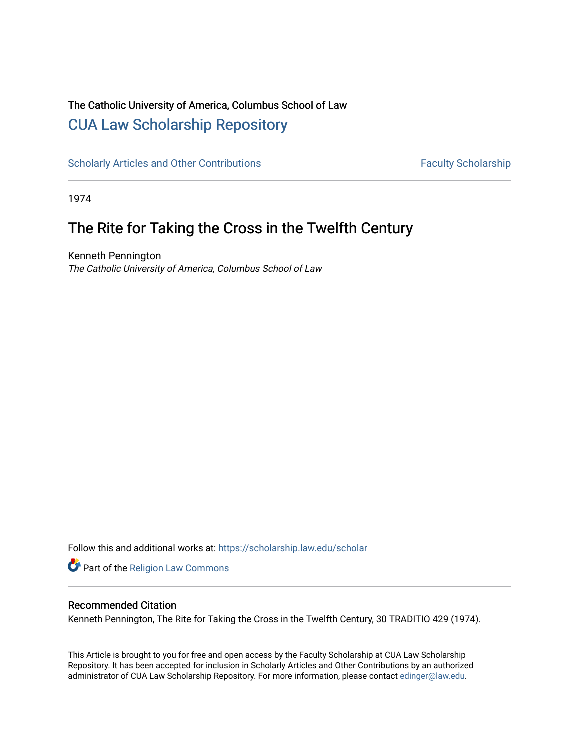The Catholic University of America, Columbus School of Law

## CUA Law Scholarship Repository

Scholarly Articles and Other Contributions | Faculty Scholarship

1974

# The Rite for Taking the Cross in the Twelfth Century

Kenneth Pennington

*The Catholic University of America, Columbus School of Law*

Follow this and additional works at: https://scholarship.law.edu/scholar

Part of the Religion Law Commons

### Recommended Citation

Kenneth Pennington, The Rite for Taking the Cross in the Twelfth Century, 30 TRADITIO 429 (1974).

This Article is brought to you for free and open access by the Faculty Scholarship at CUA Law Scholarship Repository. It has been accepted for inclusion in Scholarly Articles and Other Contributions by an authorized administrator of CUA Law Scholarship Repository. For more information, please contact edinger@law.edu.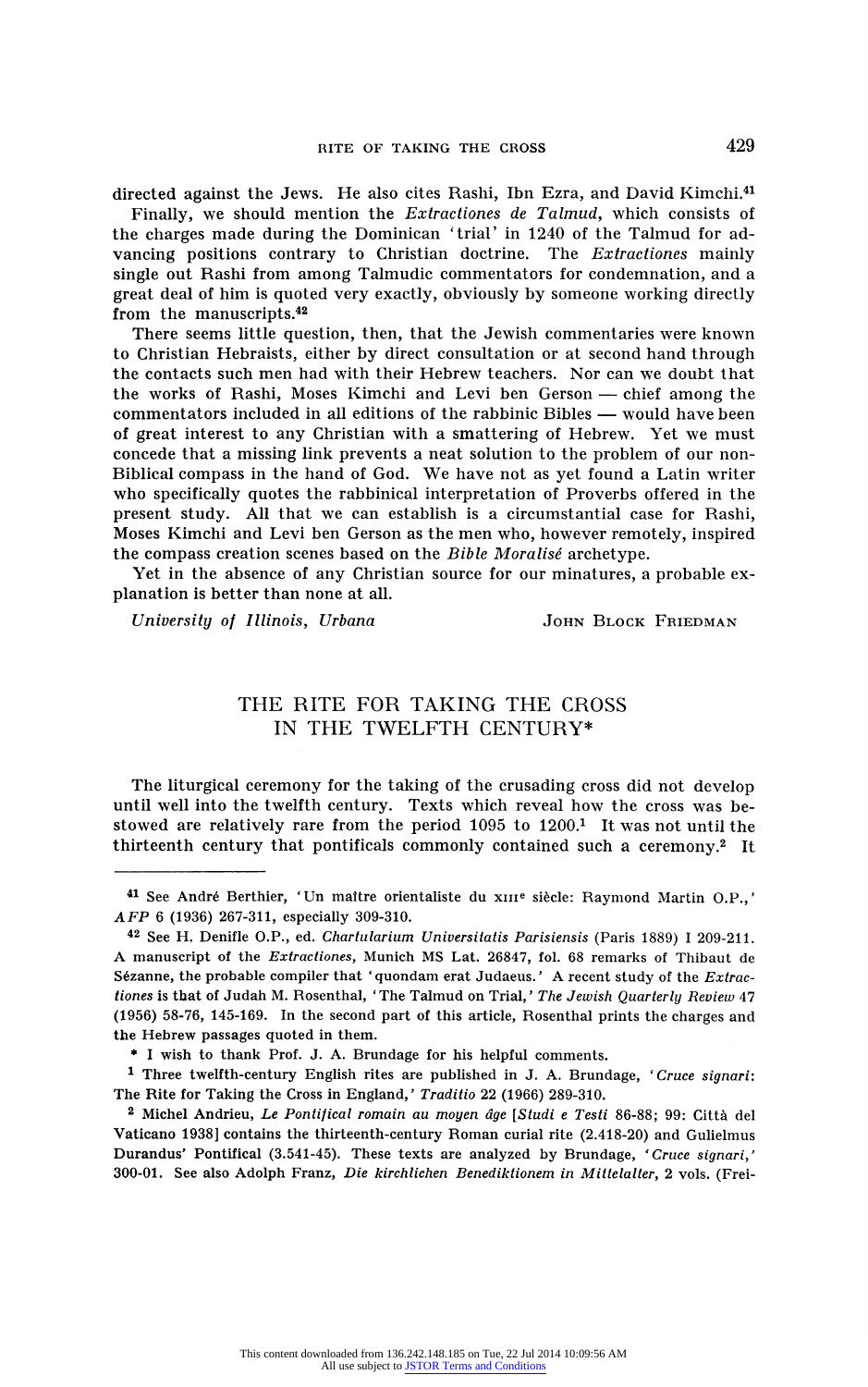directed against the Jews. He also cites Rashi, Ibn Ezra, and David Kimchi.[41]

Finally, we should mention the *Extractiones de Talmud*, which consists of the charges made during the Dominican 'trial' in 1240 of the Talmud for advancing positions contrary to Christian doctrine. The *Extractiones* mainly single out Rashi from among Talmudic commentators for condemnation, and a great deal of him is quoted very exactly, obviously by someone working directly from the manuscripts.[42]

There seems little question, then, that the Jewish commentaries were known to Christian Hebraists, either by direct consultation or at second hand through the contacts such men had with their Hebrew teachers. Nor can we doubt that the works of Rashi, Moses Kimchi and Levi ben Gerson — chief among the commentators included in all editions of the rabbinic Bibles — would have been of great interest to any Christian with a smattering of Hebrew. Yet we must concede that a missing link prevents a neat solution to the problem of our non-Biblical compass in the hand of God. We have not as yet found a Latin writer who specifically quotes the rabbinical interpretation of Proverbs offered in the present study. All that we can establish is a circumstantial case for Rashi, Moses Kimchi and Levi ben Gerson as the men who, however remotely, inspired the compass creation scenes based on the *Bible Moralisé* archetype.

Yet in the absence of any Christian source for our minatures, a probable explanation is better than none at all.

*University of Illinois, Urbana* JOHN BLOCK FRIEDMAN

# THE RITE FOR TAKING THE CROSS IN THE TWELFTH CENTURY*

The liturgical ceremony for the taking of the crusading cross did not develop until well into the twelfth century. Texts which reveal how the cross was bestowed are relatively rare from the period 1095 to 1200.[1] It was not until the thirteenth century that pontificals commonly contained such a ceremony.[2] It

---

[41] See André Berthier, 'Un maître orientaliste du XIII[e] siècle: Raymond Martin O.P.,' *AFP* 6 (1936) 267-311, especially 309-310.

[42] See H. Denifle O.P., ed. *Chartularium Universitatis Parisiensis* (Paris 1889) I 209-211. A manuscript of the *Extractiones*, Munich MS Lat. 26847, fol. 68 remarks of Thibaut de Sézanne, the probable compiler that 'quondam erat Judaeus.' A recent study of the *Extractiones* is that of Judah M. Rosenthal, 'The Talmud on Trial,' *The Jewish Quarterly Review* 47 (1956) 58-76, 145-169. In the second part of this article, Rosenthal prints the charges and the Hebrew passages quoted in them.

\* I wish to thank Prof. J. A. Brundage for his helpful comments.

[1] Three twelfth-century English rites are published in J. A. Brundage, '*Cruce signari*: The Rite for Taking the Cross in England,' *Traditio* 22 (1966) 289-310.

[2] Michel Andrieu, *Le Pontifical romain au moyen âge* [*Studi e Testi* 86-88; 99: Città del Vaticano 1938] contains the thirteenth-century Roman curial rite (2.418-20) and Gulielmus Durandus' Pontifical (3.541-45). These texts are analyzed by Brundage, '*Cruce signari*,' 300-01. See also Adolph Franz, *Die kirchlichen Benediktionem in Mittelalter*, 2 vols. (Frei-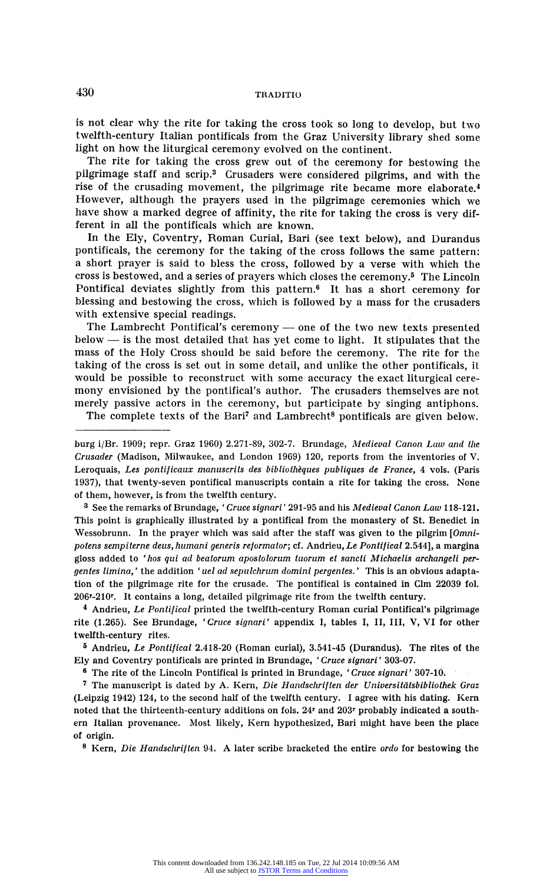is not clear why the rite for taking the cross took so long to develop, but two twelfth-century Italian pontificals from the Graz University library shed some light on how the liturgical ceremony evolved on the continent.

The rite for taking the cross grew out of the ceremony for bestowing the pilgrimage staff and scrip.[3] Crusaders were considered pilgrims, and with the rise of the crusading movement, the pilgrimage rite became more elaborate.[4] However, although the prayers used in the pilgrimage ceremonies which we have show a marked degree of affinity, the rite for taking the cross is very different in all the pontificals which are known.

In the Ely, Coventry, Roman Curial, Bari (see text below), and Durandus pontificals, the ceremony for the taking of the cross follows the same pattern: a short prayer is said to bless the cross, followed by a verse with which the cross is bestowed, and a series of prayers which closes the ceremony.[5] The Lincoln Pontifical deviates slightly from this pattern.[6] It has a short ceremony for blessing and bestowing the cross, which is followed by a mass for the crusaders with extensive special readings.

The Lambrecht Pontifical's ceremony — one of the two new texts presented below — is the most detailed that has yet come to light. It stipulates that the mass of the Holy Cross should be said before the ceremony. The rite for the taking of the cross is set out in some detail, and unlike the other pontificals, it would be possible to reconstruct with some accuracy the exact liturgical ceremony envisioned by the pontifical's author. The crusaders themselves are not merely passive actors in the ceremony, but participate by singing antiphons.

The complete texts of the Bari[7] and Lambrecht[8] pontificals are given below.

---

burg i/Br. 1909; repr. Graz 1960) 2.271-89, 302-7. Brundage, *Medieval Canon Law and the Crusader* (Madison, Milwaukee, and London 1969) 120, reports from the inventories of V. Leroquais, *Les pontificaux manuscrits des bibliothèques publiques de France*, 4 vols. (Paris 1937), that twenty-seven pontifical manuscripts contain a rite for taking the cross. None of them, however, is from the twelfth century.

[3] See the remarks of Brundage, '*Cruce signari*' 291-95 and his *Medieval Canon Law* 118-121. This point is graphically illustrated by a pontifical from the monastery of St. Benedict in Wessobrunn. In the prayer which was said after the staff was given to the pilgrim [*Omnipotens sempiterne deus, humani generis reformator*; cf. Andrieu, *Le Pontifical* 2.544], a margina gloss added to '*hos qui ad beatorum apostolorum tuorum et sancti Michaelis archangeli pergentes limina,*' the addition '*uel ad sepulchrum domini pergentes.*' This is an obvious adaptation of the pilgrimage rite for the crusade. The pontifical is contained in Clm 22039 fol. 206r-210r. It contains a long, detailed pilgrimage rite from the twelfth century.

[4] Andrieu, *Le Pontifical* printed the twelfth-century Roman curial Pontifical's pilgrimage rite (1.265). See Brundage, '*Cruce signari*' appendix I, tables I, II, III, V, VI for other twelfth-century rites.

[5] Andrieu, *Le Pontifical* 2.418-20 (Roman curial), 3.541-45 (Durandus). The rites of the Ely and Coventry pontificals are printed in Brundage, '*Cruce signari*' 303-07.

[6] The rite of the Lincoln Pontifical is printed in Brundage, '*Cruce signari*' 307-10.

[7] The manuscript is dated by A. Kern, *Die Handschriften der Universitätsbibliothek Graz* (Leipzig 1942) 124, to the second half of the twelfth century. I agree with his dating. Kern noted that the thirteenth-century additions on fols. 24r and 203r probably indicated a southern Italian provenance. Most likely, Kern hypothesized, Bari might have been the place of origin.

[8] Kern, *Die Handschriften* 94. A later scribe bracketed the entire *ordo* for bestowing the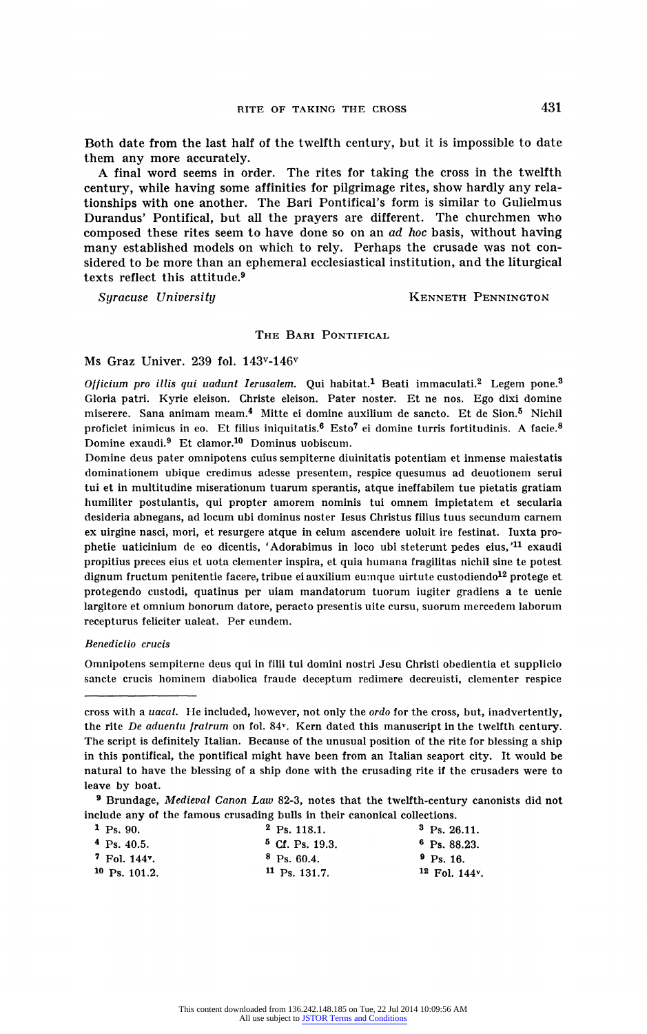Both date from the last half of the twelfth century, but it is impossible to date them any more accurately.

A final word seems in order. The rites for taking the cross in the twelfth century, while having some affinities for pilgrimage rites, show hardly any relationships with one another. The Bari Pontifical's form is similar to Gulielmus Durandus' Pontifical, but all the prayers are different. The churchmen who composed these rites seem to have done so on an *ad hoc* basis, without having many established models on which to rely. Perhaps the crusade was not considered to be more than an ephemeral ecclesiastical institution, and the liturgical texts reflect this attitude.[9]

*Syracuse University* KENNETH PENNINGTON

## THE BARI PONTIFICAL

Ms Graz Univer. 239 fol. 143v-146v

*Officium pro illis qui uadunt Ierusalem.* Qui habitat.[1] Beati immaculati.[2] Legem pone.[3] Gloria patri. Kyrie eleison. Christe eleison. Pater noster. Et ne nos. Ego dixi domine miserere. Sana animam meam.[4] Mitte ei domine auxilium de sancto. Et de Sion.[5] Nichil proficiet inimicus in eo. Et filius iniquitatis.[6] Esto[7] ei domine turris fortitudinis. A facie.[8] Domine exaudi.[9] Et clamor.[10] Dominus uobiscum.

Domine deus pater omnipotens cuius sempiterne diuinitatis potentiam et inmense maiestatis dominationem ubique credimus adesse presentem, respice quesumus ad deuotionem serui tui et in multitudine miserationum tuarum sperantis, atque ineffabilem tue pietatis gratiam humiliter postulantis, qui propter amorem nominis tui omnem impietatem et secularia desideria abnegans, ad locum ubi dominus noster Iesus Christus filius tuus secundum carnem ex uirgine nasci, mori, et resurgere atque in celum ascendere uoluit ire festinat. Iuxta prophetie uaticinium de eo dicentis, 'Adorabimus in loco ubi steterunt pedes eius,'[11] exaudi propitius preces eius et uota clementer inspira, et quia humana fragilitas nichil sine te potest dignum fructum penitentie facere, tribue ei auxilium eumque uirtute custodiendo[12] protege et protegendo custodi, quatinus per uiam mandatorum tuorum iugiter gradiens a te uenie largitore et omnium bonorum datore, peracto presentis uite cursu, suorum mercedem laborum recepturus feliciter ualeat. Per eundem.

*Benedictio crucis*

Omnipotens sempiterne deus qui in filii tui domini nostri Jesu Christi obedientia et supplicio sancte crucis hominem diabolica fraude deceptum redimere decreuisti, clementer respice

---

cross with a *uacat.* He included, however, not only the *ordo* for the cross, but, inadvertently, the rite *De aduentu fratrum* on fol. 84v. Kern dated this manuscript in the twelfth century. The script is definitely Italian. Because of the unusual position of the rite for blessing a ship in this pontifical, the pontifical might have been from an Italian seaport city. It would be natural to have the blessing of a ship done with the crusading rite if the crusaders were to leave by boat.

[9] Brundage, *Medieval Canon Law* 82-3, notes that the twelfth-century canonists did not include any of the famous crusading bulls in their canonical collections.

[1] Ps. 90.
[2] Ps. 118.1.
[3] Ps. 26.11.
[4] Ps. 40.5.
[5] Cf. Ps. 19.3.
[6] Ps. 88.23.
[7] Fol. 144r.
[8] Ps. 60.4.
[9] Ps. 16.
[10] Ps. 101.2.
[11] Ps. 131.7.
[12] Fol. 144v.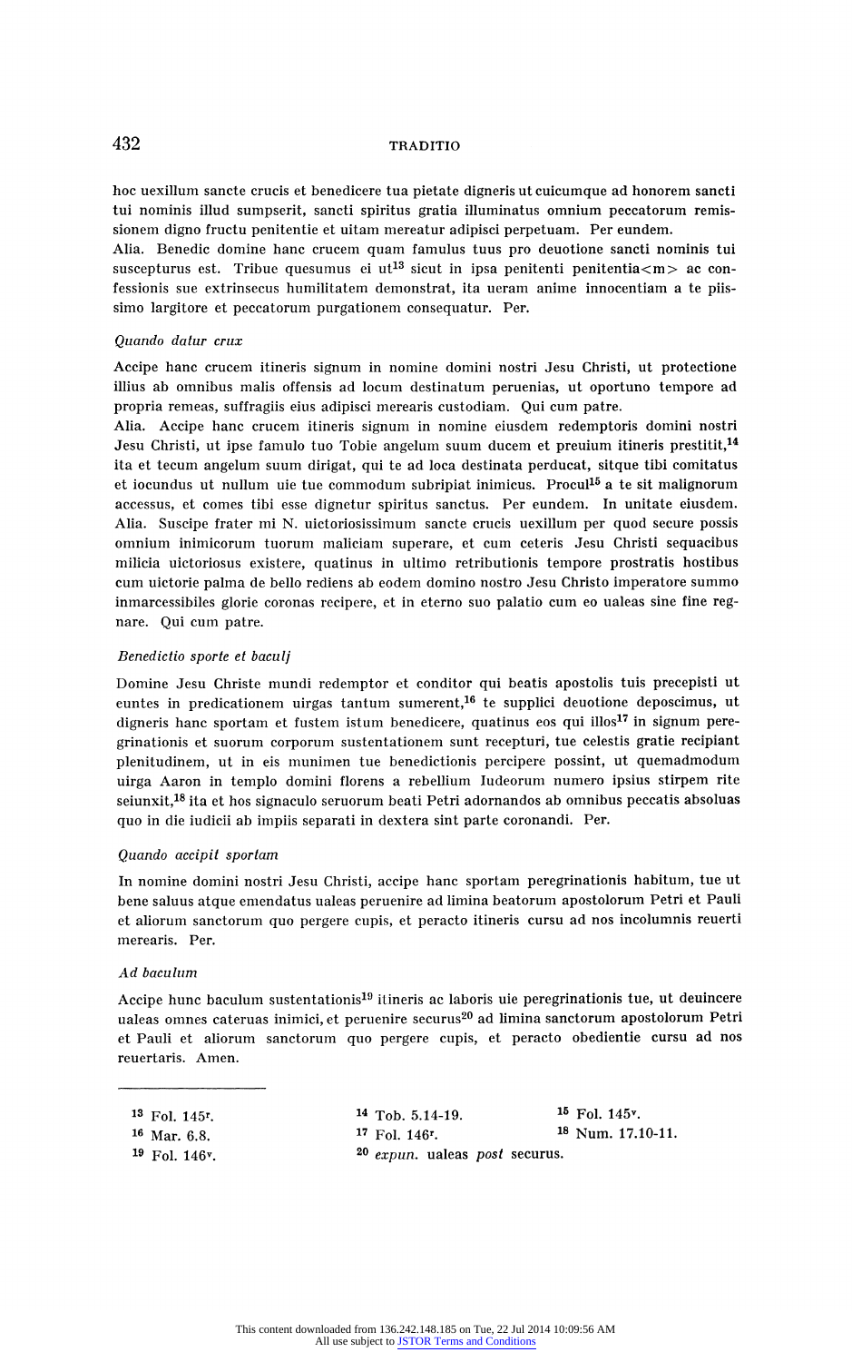hoc uexillum sancte crucis et benedicere tua pietate digneris ut cuicumque ad honorem sancti tui nominis illud sumpserit, sancti spiritus gratia illuminatus omnium peccatorum remissionem digno fructu penitentie et uitam mereatur adipisci perpetuam. Per eundem.

Alia. Benedic domine hanc crucem quam famulus tuus pro deuotione sancti nominis tui suscepturus est. Tribue quesumus ei ut[13] sicut in ipsa penitenti penitentia<m> ac confessionis sue extrinsecus humilitatem demonstrat, ita ueram anime innocentiam a te piissimo largitore et peccatorum purgationem consequatur. Per.

*Quando datur crux*

Accipe hanc crucem itineris signum in nomine domini nostri Jesu Christi, ut protectione illius ab omnibus malis offensis ad locum destinatum peruenias, ut oportuno tempore ad propria remeas, suffragiis eius adipisci merearis custodiam. Qui cum patre.

Alia. Accipe hanc crucem itineris signum in nomine eiusdem redemptoris domini nostri Jesu Christi, ut ipse famulo tuo Tobie angelum suum ducem et preuium itineris prestitit,[14] ita et tecum angelum suum dirigat, qui te ad loca destinata perducat, sitque tibi comitatus et iocundus ut nullum uie tue commodum subripiat inimicus. Procul[15] a te sit malignorum accessus, et comes tibi esse dignetur spiritus sanctus. Per eundem. In unitate eiusdem.

Alia. Suscipe frater mi N. uictoriosissimum sancte crucis uexillum per quod secure possis omnium inimicorum tuorum maliciam superare, et cum ceteris Jesu Christi sequacibus milicia uictoriosus existere, quatinus in ultimo retributionis tempore prostratis hostibus cum uictorie palma de bello rediens ab eodem domino nostro Jesu Christo imperatore summo inmarcessibiles glorie coronas recipere, et in eterno suo palatio cum eo ualeas sine fine regnare. Qui cum patre.

*Benedictio sporte et baculj*

Domine Jesu Christe mundi redemptor et conditor qui beatis apostolis tuis precepisti ut euntes in predicationem uirgas tantum sumerent,[16] te supplici deuotione deposcimus, ut digneris hanc sportam et fustem istum benedicere, quatinus eos qui illos[17] in signum peregrinationis et suorum corporum sustentationem sunt recepturi, tue celestis gratie recipiant plenitudinem, ut in eis munimen tue benedictionis percipere possint, ut quemadmodum uirga Aaron in templo domini florens a rebellium Iudeorum numero ipsius stirpem rite seiunxit,[18] ita et hos signaculo seruorum beati Petri adornandos ab omnibus peccatis absoluas quo in die iudicii ab impiis separati in dextera sint parte coronandi. Per.

*Quando accipit sportam*

In nomine domini nostri Jesu Christi, accipe hanc sportam peregrinationis habitum, tue ut bene saluus atque emendatus ualeas peruenire ad limina beatorum apostolorum Petri et Pauli et aliorum sanctorum quo pergere cupis, et peracto itineris cursu ad nos incolumnis reuerti merearis. Per.

*Ad baculum*

Accipe hunc baculum sustentationis[19] itineris ac laboris uie peregrinationis tue, ut deuincere ualeas omnes cateruas inimici, et peruenire securus[20] ad limina sanctorum apostolorum Petri et Pauli et aliorum sanctorum quo pergere cupis, et peracto obedientie cursu ad nos reuertaris. Amen.

---

[13] Fol. 145r.
[14] Tob. 5.14-19.
[15] Fol. 145v.
[16] Mar. 6.8.
[17] Fol. 146r.
[18] Num. 17.10-11.
[19] Fol. 146v.
[20] *expun.* ualeas *post* securus.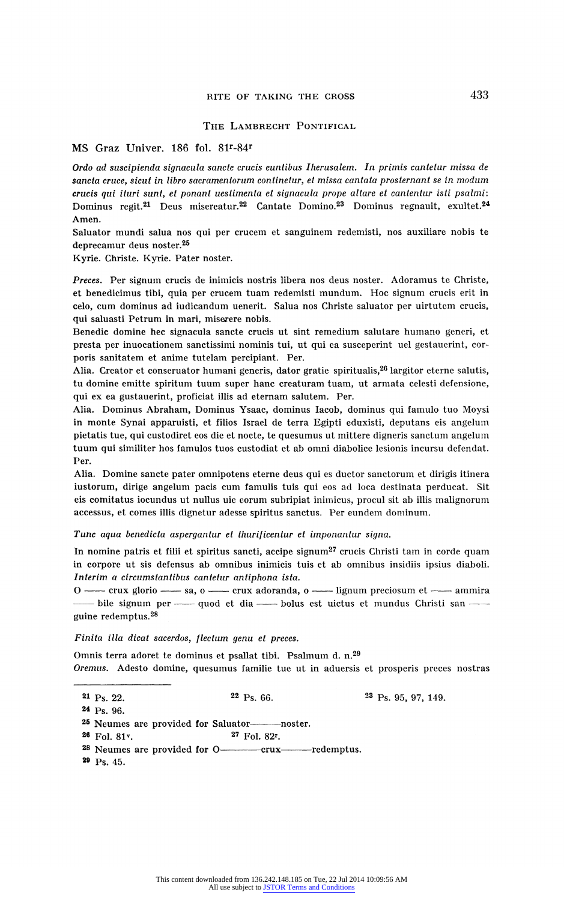### The Lambrecht Pontifical

MS Graz Univer. 186 fol. 81r-84r

*Ordo ad suscipienda signacula sancte crucis euntibus Iherusalem. In primis cantetur missa de sancta cruce, sicut in libro sacramentorum continetur, et missa cantata prosternant se in modum crucis qui ituri sunt, et ponant uestimenta et signacula prope altare et cantentur isti psalmi*: Dominus regit.[21] Deus misereatur.[22] Cantate Domino.[23] Dominus regnauit, exultet.[24] Amen.

Saluator mundi salua nos qui per crucem et sanguinem redemisti, nos auxiliare nobis te deprecamur deus noster.[25]

Kyrie. Christe. Kyrie. Pater noster.

*Preces*. Per signum crucis de inimicis nostris libera nos deus noster. Adoramus te Christe, et benedicimus tibi, quia per crucem tuam redemisti mundum. Hoc signum crucis erit in celo, cum dominus ad iudicandum uenerit. Salua nos Christe saluator per uirtutem crucis, qui saluasti Petrum in mari, miserere nobis.

Benedic domine hec signacula sancte crucis ut sint remedium salutare humano generi, et presta per inuocationem sanctissimi nominis tui, ut qui ea susceperint uel gestauerint, corporis sanitatem et anime tutelam percipiant. Per.

Alia. Creator et conseruator humani generis, dator gratie spiritualis,[26] largitor eterne salutis, tu domine emitte spiritum tuum super hanc creaturam tuam, ut armata celesti defensione, qui ex ea gustauerint, proficiat illis ad eternam salutem. Per.

Alia. Dominus Abraham, Dominus Ysaac, dominus Iacob, dominus qui famulo tuo Moysi in monte Synai apparuisti, et filios Israel de terra Egipti eduxisti, deputans eis angelum pietatis tue, qui custodiret eos die et nocte, te quesumus ut mittere digneris sanctum angelum tuum qui similiter hos famulos tuos custodiat et ab omni diabolice lesionis incursu defendat. Per.

Alia. Domine sancte pater omnipotens eterne deus qui es ductor sanctorum et dirigis itinera iustorum, dirige angelum pacis cum famulis tuis qui eos ad loca destinata perducat. Sit eis comitatus iocundus ut nullus uie eorum subripiat inimicus, procul sit ab illis malignorum accessus, et comes illis dignetur adesse spiritus sanctus. Per eundem dominum.

*Tunc aqua benedicta aspergantur et thurificentur et imponantur signa.*

In nomine patris et filii et spiritus sancti, accipe signum[27] crucis Christi tam in corde quam in corpore ut sis defensus ab omnibus inimicis tuis et ab omnibus insidiis ipsius diaboli. *Interim a circumstantibus cantetur antiphona ista.*

O —— crux glorio —— sa, o —— crux adoranda, o —— lignum preciosum et —— ammira —— bile signum per —— quod et dia —— bolus est uictus et mundus Christi san —— guine redemptus.[28]

*Finita illa dicat sacerdos, flectum genu et preces.*

Omnis terra adoret te dominus et psallat tibi. Psalmum d. n.[29]

*Oremus*. Adesto domine, quesumus familie tue ut in aduersis et prosperis preces nostras

---

[21] Ps. 22. [22] Ps. 66. [23] Ps. 95, 97, 149.

[24] Ps. 96.

[25] Neumes are provided for Saluator——noster.

[26] Fol. 81v. [27] Fol. 82r.

[28] Neumes are provided for O————crux————redemptus.

[29] Ps. 45.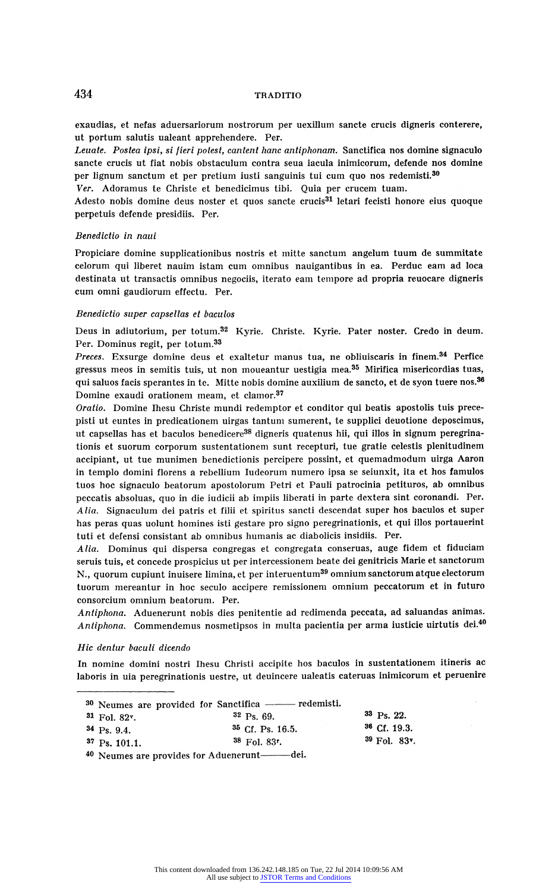exaudias, et nefas aduersariorum nostrorum per uexillum sancte crucis digneris conterere, ut portum salutis ualeant apprehendere. Per.

*Leuate. Postea ipsi, si fieri potest, cantent hanc antiphonam.* Sanctifica nos domine signaculo sancte crucis ut fiat nobis obstaculum contra seua iacula inimicorum, defende nos domine per lignum sanctum et per pretium iusti sanguinis tui cum quo nos redemisti.[30]

*Ver.* Adoramus te Christe et benedicimus tibi. Quia per crucem tuam.

Adesto nobis domine deus noster et quos sancte crucis[31] letari fecisti honore eius quoque perpetuis defende presidiis. Per.

*Benedictio in naui*

Propiciare domine supplicationibus nostris et mitte sanctum angelum tuum de summitate celorum qui liberet nauim istam cum omnibus nauigantibus in ea. Perduc eam ad loca destinata ut transactis omnibus negociis, iterato eam tempore ad propria reuocare digneris cum omni gaudiorum effectu. Per.

*Benedictio super capsellas et baculos*

Deus in adiutorium, per totum.[32] Kyrie. Christe. Kyrie. Pater noster. Credo in deum. Per. Dominus regit, per totum.[33]

*Preces.* Exsurge domine deus et exaltetur manus tua, ne obliuiscaris in finem.[34] Perfice gressus meos in semitis tuis, ut non moueantur uestigia mea.[35] Mirifica misericordias tuas, qui saluos facis sperantes in te. Mitte nobis domine auxilium de sancto, et de syon tuere nos.[36] Domine exaudi orationem meam, et clamor.[37]

*Oratio.* Domine Ihesu Christe mundi redemptor et conditor qui beatis apostolis tuis precepisti ut euntes in predicationem uirgas tantum sumerent, te supplici deuotione deposcimus, ut capsellas has et baculos benedicere[38] digneris quatenus hii, qui illos in signum peregrinationis et suorum corporum sustentationem sunt recepturi, tue gratie celestis plenitudinem accipiant, ut tue munimen benedictionis percipere possint, et quemadmodum uirga Aaron in templo domini florens a rebellium Iudeorum numero ipsa se seiunxit, ita et hos famulos tuos hoc signaculo beatorum apostolorum Petri et Pauli patrocinia petituros, ab omnibus peccatis absoluas, quo in die iudicii ab impiis liberati in parte dextera sint coronandi. Per.

*Alia.* Signaculum dei patris et filii et spiritus sancti descendat super hos baculos et super has peras quas uolunt homines isti gestare pro signo peregrinationis, et qui illos portauerint tuti et defensi consistant ab omnibus humanis ac diabolicis insidiis. Per.

*Alia.* Dominus qui dispersa congregas et congregata conseruas, auge fidem et fiduciam seruis tuis, et concede prospicius ut per intercessionem beate dei genitricis Marie et sanctorum N., quorum cupiunt inuisere limina, et per interuentum[39] omnium sanctorum atque electorum tuorum mereantur in hoc seculo accipere remissionem omnium peccatorum et in futuro consorcium omnium beatorum. Per.

*Antiphona.* Aduenerunt nobis dies penitentie ad redimenda peccata, ad saluandas animas.
*Antiphona.* Commendemus nosmetipsos in multa pacientia per arma iusticie uirtutis dei.[40]

*Hic dentur baculi dicendo*

In nomine domini nostri Ihesu Christi accipite hos baculos in sustentationem itineris ac laboris in uia peregrinationis uestre, ut deuincere ualeatis cateruas inimicorum et peruenire

---

[30] Neumes are provided for Sanctifica ——— redemisti.
[31] Fol. 82v.
[32] Ps. 69.
[33] Ps. 22.
[34] Ps. 9.4.
[35] Cf. Ps. 16.5.
[36] Cf. 19.3.
[37] Ps. 101.1.
[38] Fol. 83r.
[39] Fol. 83v.
[40] Neumes are provides for Aduenerunt———dei.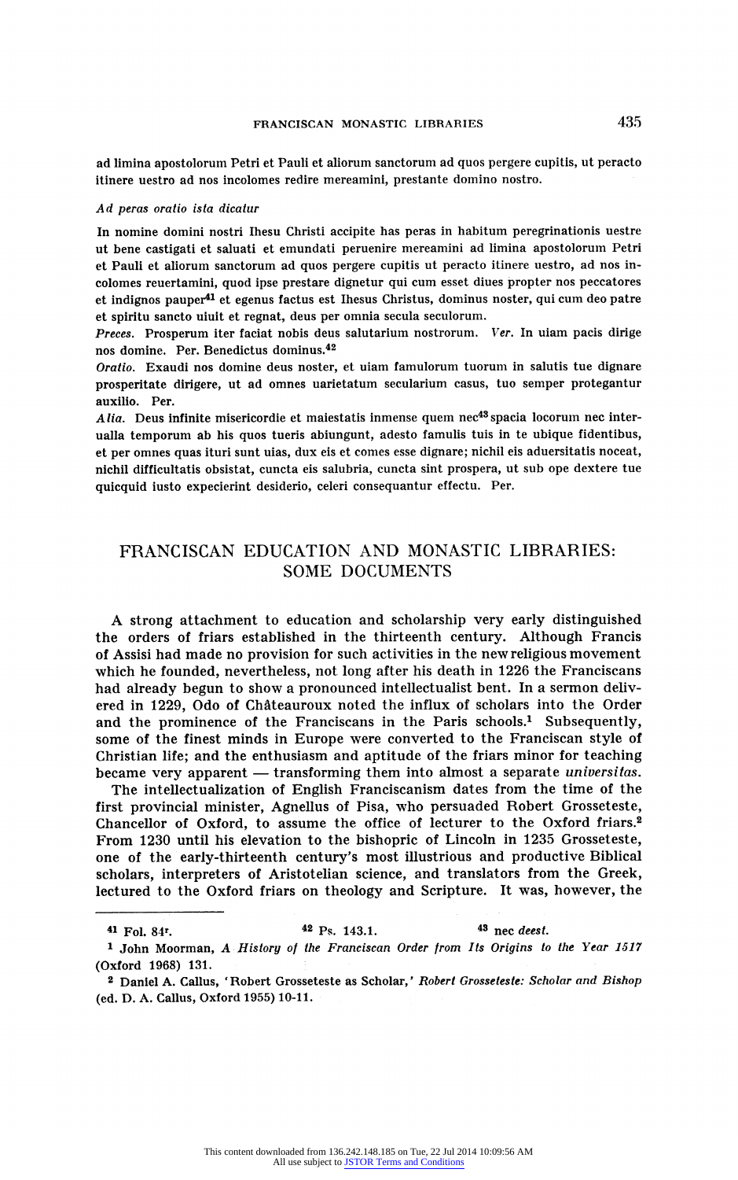ad limina apostolorum Petri et Pauli et aliorum sanctorum ad quos pergere cupitis, ut peracto itinere uestro ad nos incolomes redire mereamini, prestante domino nostro.

*Ad peras oratio ista dicatur*

In nomine domini nostri Ihesu Christi accipite has peras in habitum peregrinationis uestre ut bene castigati et saluati et emundati peruenire mereamini ad limina apostolorum Petri et Pauli et aliorum sanctorum ad quos pergere cupitis ut peracto itinere uestro, ad nos incolomes reuertamini, quod ipse prestare dignetur qui cum esset diues propter nos peccatores et indignos pauper[41] et egenus factus est Ihesus Christus, dominus noster, qui cum deo patre et spiritu sancto uiuit et regnat, deus per omnia secula seculorum.

*Preces.* Prosperum iter faciat nobis deus salutarium nostrorum. *Ver.* In uiam pacis dirige nos domine. Per. Benedictus dominus.[42]

*Oratio.* Exaudi nos domine deus noster, et uiam famulorum tuorum in salutis tue dignare prosperitate dirigere, ut ad omnes uarietatum secularium casus, tuo semper protegantur auxilio. Per.

*Alia.* Deus infinite misericordie et maiestatis inmense quem nec[43] spacia locorum nec interualla temporum ab his quos tueris abiungunt, adesto famulis tuis in te ubique fidentibus, et per omnes quas ituri sunt uias, dux eis et comes esse dignare; nichil eis aduersitatis noceat, nichil difficultatis obsistat, cuncta eis salubria, cuncta sint prospera, ut sub ope dextere tue quicquid iusto expecierint desiderio, celeri consequantur effectu. Per.

# FRANCISCAN EDUCATION AND MONASTIC LIBRARIES: SOME DOCUMENTS

A strong attachment to education and scholarship very early distinguished the orders of friars established in the thirteenth century. Although Francis of Assisi had made no provision for such activities in the new religious movement which he founded, nevertheless, not long after his death in 1226 the Franciscans had already begun to show a pronounced intellectualist bent. In a sermon delivered in 1229, Odo of Châteauroux noted the influx of scholars into the Order and the prominence of the Franciscans in the Paris schools.[1] Subsequently, some of the finest minds in Europe were converted to the Franciscan style of Christian life; and the enthusiasm and aptitude of the friars minor for teaching became very apparent — transforming them into almost a separate *universitas*.

The intellectualization of English Franciscanism dates from the time of the first provincial minister, Agnellus of Pisa, who persuaded Robert Grosseteste, Chancellor of Oxford, to assume the office of lecturer to the Oxford friars.[2] From 1230 until his elevation to the bishopric of Lincoln in 1235 Grosseteste, one of the early-thirteenth century's most illustrious and productive Biblical scholars, interpreters of Aristotelian science, and translators from the Greek, lectured to the Oxford friars on theology and Scripture. It was, however, the

---

[41] Fol. 84r.

[42] Ps. 143.1.

[43] nec *deest*.

[1] John Moorman, *A History of the Franciscan Order from Its Origins to the Year 1517* (Oxford 1968) 131.

[2] Daniel A. Callus, 'Robert Grosseteste as Scholar,' *Robert Grosseteste: Scholar and Bishop* (ed. D. A. Callus, Oxford 1955) 10-11.